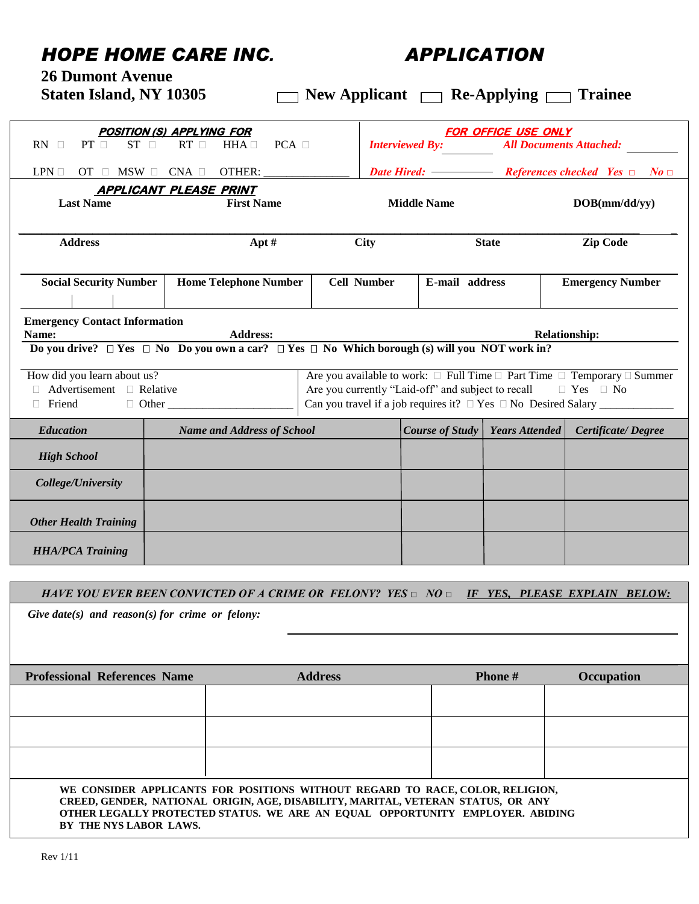# HOPE HOME CARE INC. APPLICATION

**26 Dumont Avenue**
**Staten Island, NY 10305**

☐ **New Applicant** ☐ **Re-Applying** ☐ **Trainee**

| ***POSITION (S) APPLYING FOR*** | ***FOR OFFICE USE ONLY*** |
|---|---|
| RN ☐ PT ☐ ST ☐ RT ☐ HHA ☐ PCA ☐ | *Interviewed By:* ________ *All Documents Attached:* ________ |
| LPN ☐ OT ☐ MSW ☐ CNA ☐ OTHER: ______________ | *Date Hired:* ________ *References checked Yes* ☐ *No* ☐ |

***APPLICANT PLEASE PRINT***

| Last Name | First Name | Middle Name | DOB(mm/dd/yy) |
|---|---|---|---|
| | | | |

| Address | Apt # | City | State | Zip Code |
|---|---|---|---|---|
| | | | | |

| Social Security Number | Home Telephone Number | Cell Number | E-mail address | Emergency Number |
|---|---|---|---|---|
| | | | | |

**Emergency Contact Information**
**Name:** **Address:** **Relationship:**

**Do you drive?** ☐ **Yes** ☐ **No** **Do you own a car?** ☐ **Yes** ☐ **No** **Which borough (s) will you NOT work in?**

How did you learn about us?
☐ Advertisement ☐ Relative
☐ Friend ☐ Other ____________________

Are you available to work: ☐ Full Time ☐ Part Time ☐ Temporary ☐ Summer
Are you currently "Laid-off" and subject to recall ☐ Yes ☐ No
Can you travel if a job requires it? ☐ Yes ☐ No Desired Salary ____________

| *Education* | *Name and Address of School* | *Course of Study* | *Years Attended* | *Certificate/ Degree* |
|---|---|---|---|---|
| *High School* | | | | |
| *College/University* | | | | |
| *Other Health Training* | | | | |
| *HHA/PCA Training* | | | | |

*HAVE YOU EVER BEEN CONVICTED OF A CRIME OR FELONY? YES* ☐ *NO* ☐ ***IF YES, PLEASE EXPLAIN BELOW:***

*Give date(s) and reason(s) for crime or felony:* ________________________________

| Professional References Name | Address | Phone # | Occupation |
|---|---|---|---|
| | | | |
| | | | |
| | | | |

**WE CONSIDER APPLICANTS FOR POSITIONS WITHOUT REGARD TO RACE, COLOR, RELIGION, CREED, GENDER, NATIONAL ORIGIN, AGE, DISABILITY, MARITAL, VETERAN STATUS, OR ANY OTHER LEGALLY PROTECTED STATUS. WE ARE AN EQUAL OPPORTUNITY EMPLOYER. ABIDING BY THE NYS LABOR LAWS.**

Rev 1/11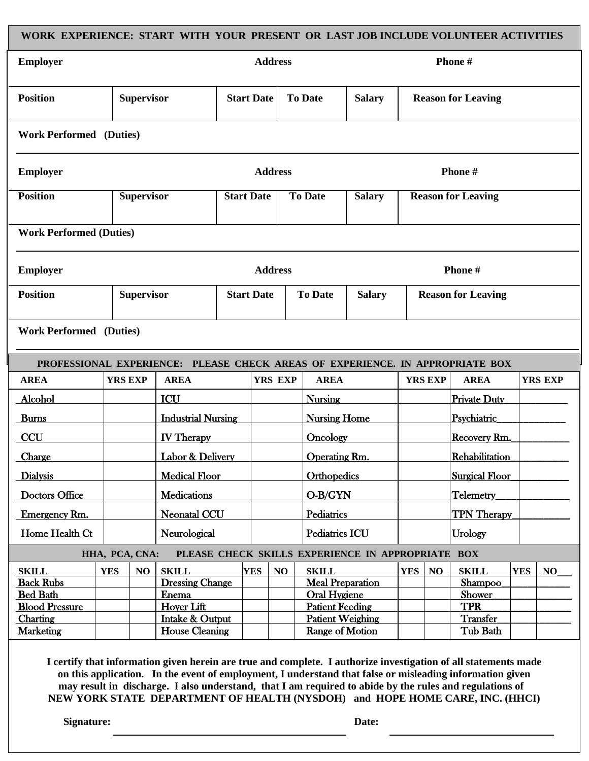**WORK EXPERIENCE: START WITH YOUR PRESENT OR LAST JOB INCLUDE VOLUNTEER ACTIVITIES**

| Employer | | Address | | | Phone # |
|---|---|---|---|---|---|
| **Position** | **Supervisor** | **Start Date** | **To Date** | **Salary** | **Reason for Leaving** |
| | | | | | |

**Work Performed (Duties)**

| Employer | | Address | | | Phone # |
|---|---|---|---|---|---|
| **Position** | **Supervisor** | **Start Date** | **To Date** | **Salary** | **Reason for Leaving** |
| | | | | | |

**Work Performed (Duties)**

| Employer | | Address | | | Phone # |
|---|---|---|---|---|---|
| **Position** | **Supervisor** | **Start Date** | **To Date** | **Salary** | **Reason for Leaving** |
| | | | | | |

**Work Performed (Duties)**

**PROFESSIONAL EXPERIENCE: PLEASE CHECK AREAS OF EXPERIENCE. IN APPROPRIATE BOX**

| AREA | YRS EXP | AREA | YRS EXP | AREA | YRS EXP | AREA | YRS EXP |
|---|---|---|---|---|---|---|---|
| Alcohol | | ICU | | Nursing | | Private Duty | |
| Burns | | Industrial Nursing | | Nursing Home | | Psychiatric | |
| CCU | | IV Therapy | | Oncology | | Recovery Rm. | |
| Charge | | Labor & Delivery | | Operating Rm. | | Rehabilitation | |
| Dialysis | | Medical Floor | | Orthopedics | | Surgical Floor | |
| Doctors Office | | Medications | | O-B/GYN | | Telemetry | |
| Emergency Rm. | | Neonatal CCU | | Pediatrics | | TPN Therapy | |
| Home Health Ct | | Neurological | | Pediatrics ICU | | Urology | |

**HHA, PCA, CNA: PLEASE CHECK SKILLS EXPERIENCE IN APPROPRIATE BOX**

| SKILL | YES | NO | SKILL | YES | NO | SKILL | YES | NO | SKILL | YES | NO |
|---|---|---|---|---|---|---|---|---|---|---|---|
| Back Rubs | | | Dressing Change | | | Meal Preparation | | | Shampoo | | |
| Bed Bath | | | Enema | | | Oral Hygiene | | | Shower | | |
| Blood Pressure | | | Hoyer Lift | | | Patient Feeding | | | TPR | | |
| Charting | | | Intake & Output | | | Patient Weighing | | | Transfer | | |
| Marketing | | | House Cleaning | | | Range of Motion | | | Tub Bath | | |

**I certify that information given herein are true and complete. I authorize investigation of all statements made on this application. In the event of employment, I understand that false or misleading information given may result in discharge. I also understand, that I am required to abide by the rules and regulations of NEW YORK STATE DEPARTMENT OF HEALTH (NYSDOH) and HOPE HOME CARE, INC. (HHCI)**

**Signature:** ______________________________ **Date:** ______________________